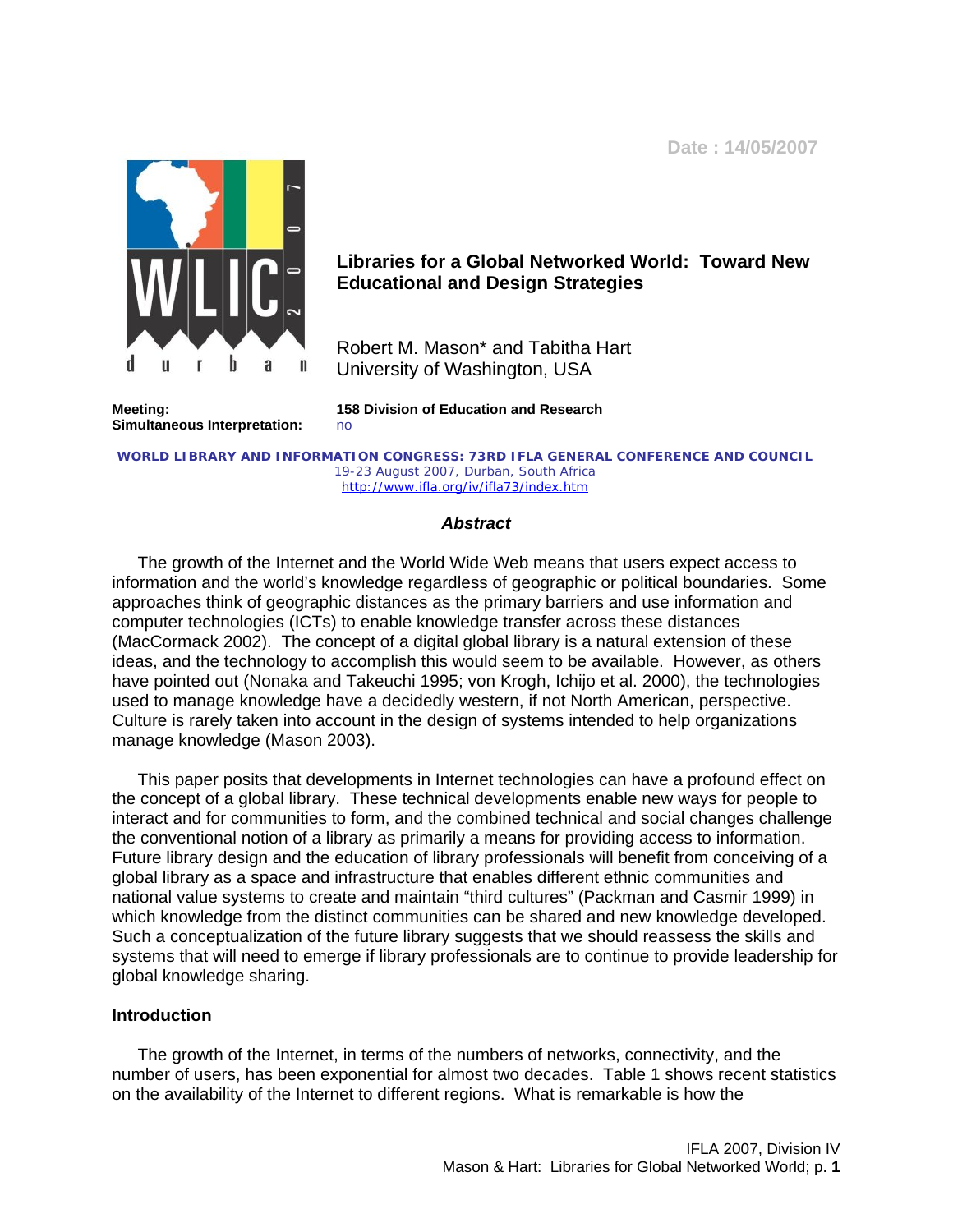Date : 14/05/2007

# Libraries for a Global Networked World: Toward New Educational and Design Strategies

Robert M. Mason* and Tabitha Hart
University of Washington, USA

**Meeting:** **158 Division of Education and Research**
**Simultaneous Interpretation:** no

**WORLD LIBRARY AND INFORMATION CONGRESS: 73RD IFLA GENERAL CONFERENCE AND COUNCIL**
19-23 August 2007, Durban, South Africa
http://www.ifla.org/iv/ifla73/index.htm

## *Abstract*

The growth of the Internet and the World Wide Web means that users expect access to information and the world's knowledge regardless of geographic or political boundaries. Some approaches think of geographic distances as the primary barriers and use information and computer technologies (ICTs) to enable knowledge transfer across these distances (MacCormack 2002). The concept of a digital global library is a natural extension of these ideas, and the technology to accomplish this would seem to be available. However, as others have pointed out (Nonaka and Takeuchi 1995; von Krogh, Ichijo et al. 2000), the technologies used to manage knowledge have a decidedly western, if not North American, perspective. Culture is rarely taken into account in the design of systems intended to help organizations manage knowledge (Mason 2003).

This paper posits that developments in Internet technologies can have a profound effect on the concept of a global library. These technical developments enable new ways for people to interact and for communities to form, and the combined technical and social changes challenge the conventional notion of a library as primarily a means for providing access to information. Future library design and the education of library professionals will benefit from conceiving of a global library as a space and infrastructure that enables different ethnic communities and national value systems to create and maintain "third cultures" (Packman and Casmir 1999) in which knowledge from the distinct communities can be shared and new knowledge developed. Such a conceptualization of the future library suggests that we should reassess the skills and systems that will need to emerge if library professionals are to continue to provide leadership for global knowledge sharing.

## Introduction

The growth of the Internet, in terms of the numbers of networks, connectivity, and the number of users, has been exponential for almost two decades. Table 1 shows recent statistics on the availability of the Internet to different regions. What is remarkable is how the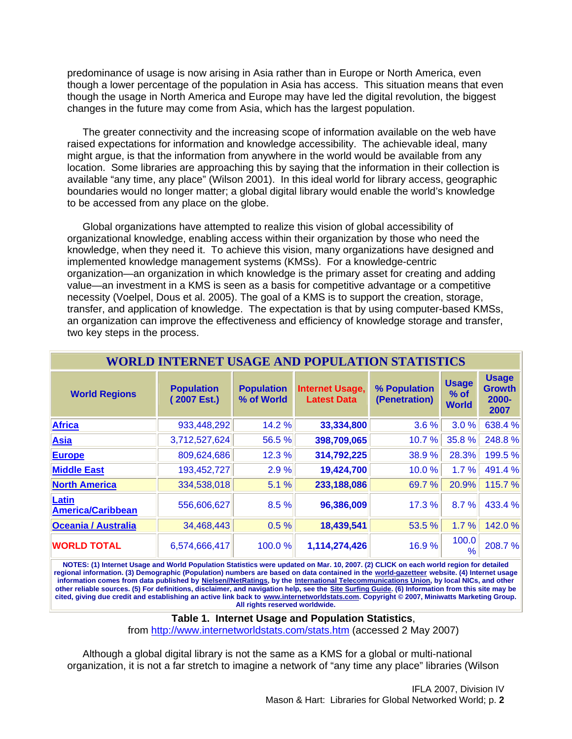predominance of usage is now arising in Asia rather than in Europe or North America, even though a lower percentage of the population in Asia has access. This situation means that even though the usage in North America and Europe may have led the digital revolution, the biggest changes in the future may come from Asia, which has the largest population.

The greater connectivity and the increasing scope of information available on the web have raised expectations for information and knowledge accessibility. The achievable ideal, many might argue, is that the information from anywhere in the world would be available from any location. Some libraries are approaching this by saying that the information in their collection is available "any time, any place" (Wilson 2001). In this ideal world for library access, geographic boundaries would no longer matter; a global digital library would enable the world's knowledge to be accessed from any place on the globe.

Global organizations have attempted to realize this vision of global accessibility of organizational knowledge, enabling access within their organization by those who need the knowledge, when they need it. To achieve this vision, many organizations have designed and implemented knowledge management systems (KMSs). For a knowledge-centric organization—an organization in which knowledge is the primary asset for creating and adding value—an investment in a KMS is seen as a basis for competitive advantage or a competitive necessity (Voelpel, Dous et al. 2005). The goal of a KMS is to support the creation, storage, transfer, and application of knowledge. The expectation is that by using computer-based KMSs, an organization can improve the effectiveness and efficiency of knowledge storage and transfer, two key steps in the process.

**WORLD INTERNET USAGE AND POPULATION STATISTICS**

| World Regions | Population ( 2007 Est.) | Population % of World | Internet Usage, Latest Data | % Population (Penetration) | Usage % of World | Usage Growth 2000-2007 |
|---|---|---|---|---|---|---|
| Africa | 933,448,292 | 14.2 % | **33,334,800** | 3.6 % | 3.0 % | 638.4 % |
| Asia | 3,712,527,624 | 56.5 % | **398,709,065** | 10.7 % | 35.8 % | 248.8 % |
| Europe | 809,624,686 | 12.3 % | **314,792,225** | 38.9 % | 28.3% | 199.5 % |
| Middle East | 193,452,727 | 2.9 % | **19,424,700** | 10.0 % | 1.7 % | 491.4 % |
| North America | 334,538,018 | 5.1 % | **233,188,086** | 69.7 % | 20.9% | 115.7 % |
| Latin America/Caribbean | 556,606,627 | 8.5 % | **96,386,009** | 17.3 % | 8.7 % | 433.4 % |
| Oceania / Australia | 34,468,443 | 0.5 % | **18,439,541** | 53.5 % | 1.7 % | 142.0 % |
| **WORLD TOTAL** | 6,574,666,417 | 100.0 % | **1,114,274,426** | 16.9 % | 100.0 % | 208.7 % |

NOTES: (1) Internet Usage and World Population Statistics were updated on Mar. 10, 2007. (2) CLICK on each world region for detailed regional information. (3) Demographic (Population) numbers are based on data contained in the world-gazetteer website. (4) Internet usage information comes from data published by Nielsen//NetRatings, by the International Telecommunications Union, by local NICs, and other other reliable sources. (5) For definitions, disclaimer, and navigation help, see the Site Surfing Guide. (6) Information from this site may be cited, giving due credit and establishing an active link back to www.internetworldstats.com. Copyright © 2007, Miniwatts Marketing Group. All rights reserved worldwide.

**Table 1. Internet Usage and Population Statistics**, from http://www.internetworldstats.com/stats.htm (accessed 2 May 2007)

Although a global digital library is not the same as a KMS for a global or multi-national organization, it is not a far stretch to imagine a network of "any time any place" libraries (Wilson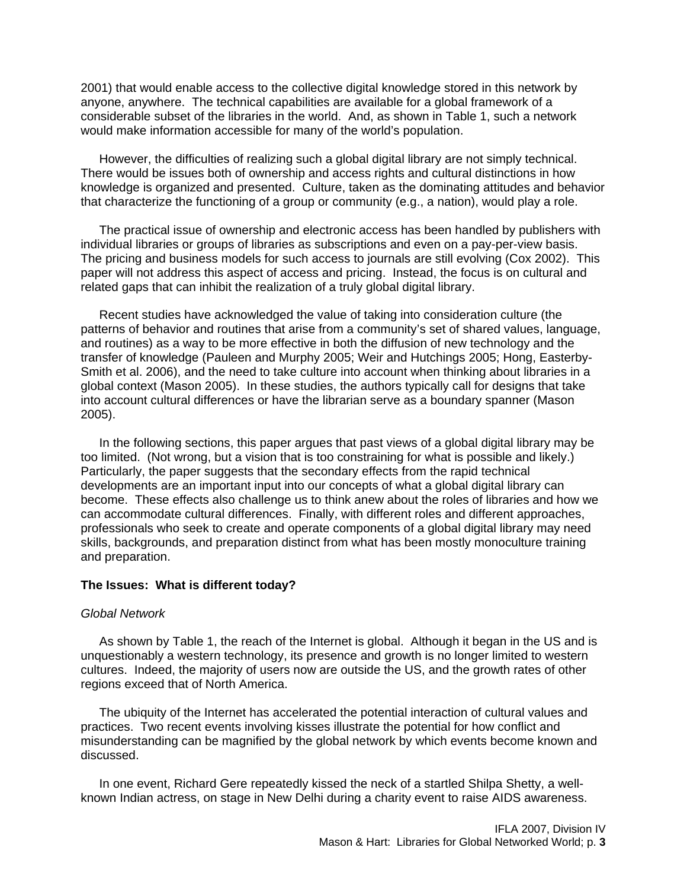2001) that would enable access to the collective digital knowledge stored in this network by anyone, anywhere. The technical capabilities are available for a global framework of a considerable subset of the libraries in the world. And, as shown in Table 1, such a network would make information accessible for many of the world's population.

However, the difficulties of realizing such a global digital library are not simply technical. There would be issues both of ownership and access rights and cultural distinctions in how knowledge is organized and presented. Culture, taken as the dominating attitudes and behavior that characterize the functioning of a group or community (e.g., a nation), would play a role.

The practical issue of ownership and electronic access has been handled by publishers with individual libraries or groups of libraries as subscriptions and even on a pay-per-view basis. The pricing and business models for such access to journals are still evolving (Cox 2002). This paper will not address this aspect of access and pricing. Instead, the focus is on cultural and related gaps that can inhibit the realization of a truly global digital library.

Recent studies have acknowledged the value of taking into consideration culture (the patterns of behavior and routines that arise from a community's set of shared values, language, and routines) as a way to be more effective in both the diffusion of new technology and the transfer of knowledge (Pauleen and Murphy 2005; Weir and Hutchings 2005; Hong, Easterby-Smith et al. 2006), and the need to take culture into account when thinking about libraries in a global context (Mason 2005). In these studies, the authors typically call for designs that take into account cultural differences or have the librarian serve as a boundary spanner (Mason 2005).

In the following sections, this paper argues that past views of a global digital library may be too limited. (Not wrong, but a vision that is too constraining for what is possible and likely.) Particularly, the paper suggests that the secondary effects from the rapid technical developments are an important input into our concepts of what a global digital library can become. These effects also challenge us to think anew about the roles of libraries and how we can accommodate cultural differences. Finally, with different roles and different approaches, professionals who seek to create and operate components of a global digital library may need skills, backgrounds, and preparation distinct from what has been mostly monoculture training and preparation.

**The Issues: What is different today?**

*Global Network*

As shown by Table 1, the reach of the Internet is global. Although it began in the US and is unquestionably a western technology, its presence and growth is no longer limited to western cultures. Indeed, the majority of users now are outside the US, and the growth rates of other regions exceed that of North America.

The ubiquity of the Internet has accelerated the potential interaction of cultural values and practices. Two recent events involving kisses illustrate the potential for how conflict and misunderstanding can be magnified by the global network by which events become known and discussed.

In one event, Richard Gere repeatedly kissed the neck of a startled Shilpa Shetty, a well-known Indian actress, on stage in New Delhi during a charity event to raise AIDS awareness.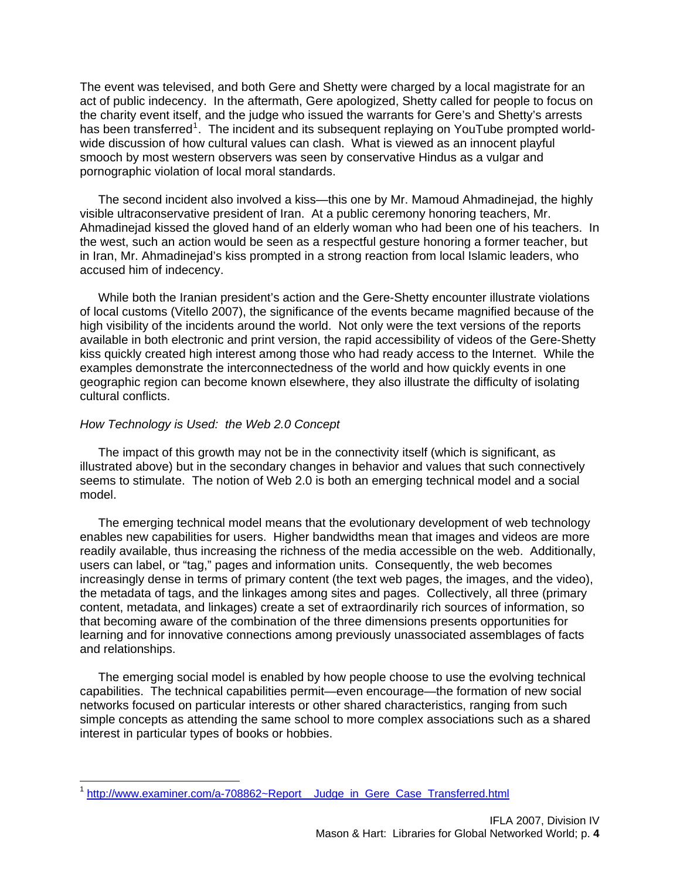The event was televised, and both Gere and Shetty were charged by a local magistrate for an act of public indecency. In the aftermath, Gere apologized, Shetty called for people to focus on the charity event itself, and the judge who issued the warrants for Gere's and Shetty's arrests has been transferred[1]. The incident and its subsequent replaying on YouTube prompted world-wide discussion of how cultural values can clash. What is viewed as an innocent playful smooch by most western observers was seen by conservative Hindus as a vulgar and pornographic violation of local moral standards.

The second incident also involved a kiss—this one by Mr. Mamoud Ahmadinejad, the highly visible ultraconservative president of Iran. At a public ceremony honoring teachers, Mr. Ahmadinejad kissed the gloved hand of an elderly woman who had been one of his teachers. In the west, such an action would be seen as a respectful gesture honoring a former teacher, but in Iran, Mr. Ahmadinejad's kiss prompted in a strong reaction from local Islamic leaders, who accused him of indecency.

While both the Iranian president's action and the Gere-Shetty encounter illustrate violations of local customs (Vitello 2007), the significance of the events became magnified because of the high visibility of the incidents around the world. Not only were the text versions of the reports available in both electronic and print version, the rapid accessibility of videos of the Gere-Shetty kiss quickly created high interest among those who had ready access to the Internet. While the examples demonstrate the interconnectedness of the world and how quickly events in one geographic region can become known elsewhere, they also illustrate the difficulty of isolating cultural conflicts.

*How Technology is Used: the Web 2.0 Concept*

The impact of this growth may not be in the connectivity itself (which is significant, as illustrated above) but in the secondary changes in behavior and values that such connectively seems to stimulate. The notion of Web 2.0 is both an emerging technical model and a social model.

The emerging technical model means that the evolutionary development of web technology enables new capabilities for users. Higher bandwidths mean that images and videos are more readily available, thus increasing the richness of the media accessible on the web. Additionally, users can label, or "tag," pages and information units. Consequently, the web becomes increasingly dense in terms of primary content (the text web pages, the images, and the video), the metadata of tags, and the linkages among sites and pages. Collectively, all three (primary content, metadata, and linkages) create a set of extraordinarily rich sources of information, so that becoming aware of the combination of the three dimensions presents opportunities for learning and for innovative connections among previously unassociated assemblages of facts and relationships.

The emerging social model is enabled by how people choose to use the evolving technical capabilities. The technical capabilities permit—even encourage—the formation of new social networks focused on particular interests or other shared characteristics, ranging from such simple concepts as attending the same school to more complex associations such as a shared interest in particular types of books or hobbies.

---

[1] http://www.examiner.com/a-708862~Report__Judge_in_Gere_Case_Transferred.html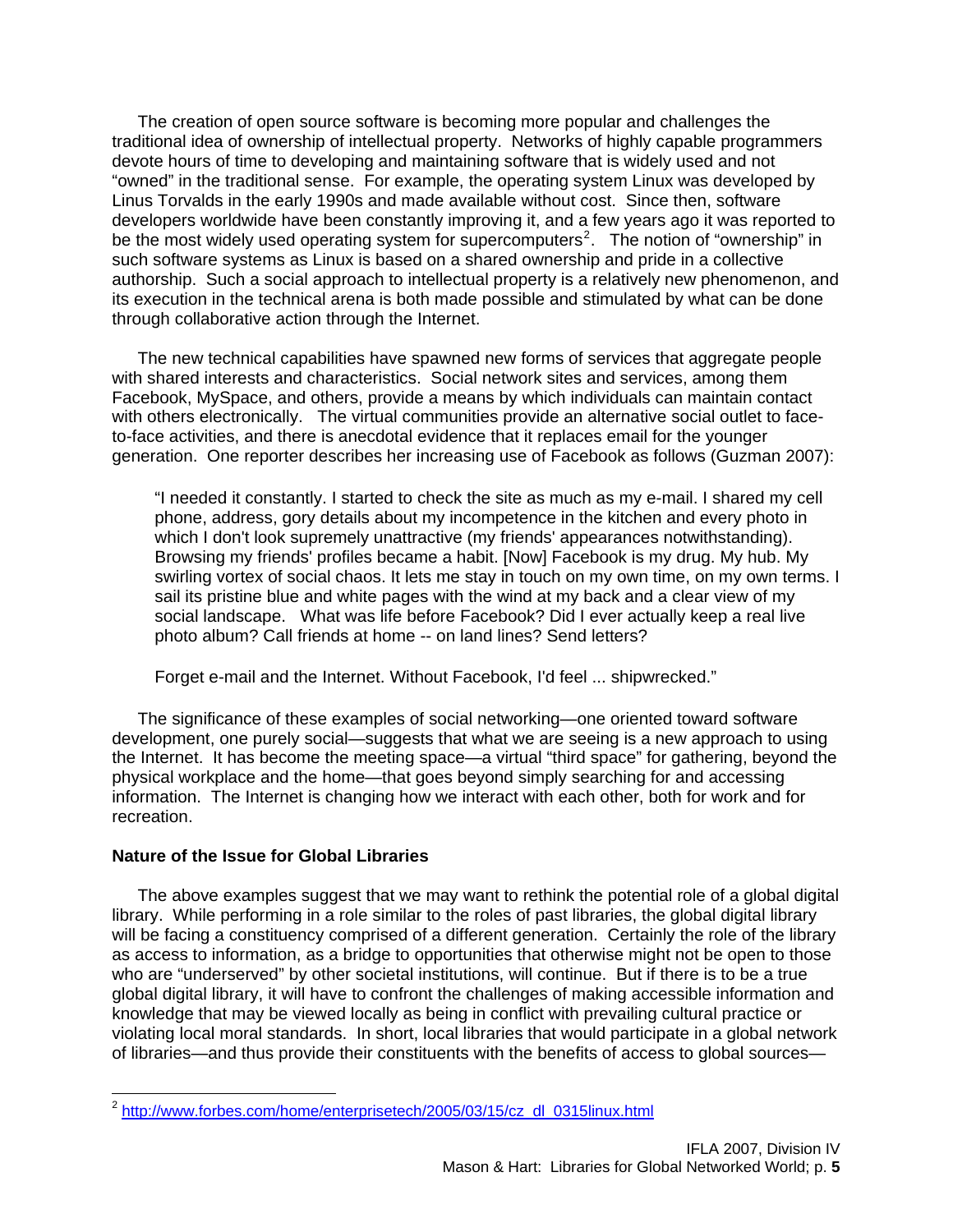The creation of open source software is becoming more popular and challenges the traditional idea of ownership of intellectual property. Networks of highly capable programmers devote hours of time to developing and maintaining software that is widely used and not "owned" in the traditional sense. For example, the operating system Linux was developed by Linus Torvalds in the early 1990s and made available without cost. Since then, software developers worldwide have been constantly improving it, and a few years ago it was reported to be the most widely used operating system for supercomputers[2]. The notion of "ownership" in such software systems as Linux is based on a shared ownership and pride in a collective authorship. Such a social approach to intellectual property is a relatively new phenomenon, and its execution in the technical arena is both made possible and stimulated by what can be done through collaborative action through the Internet.

The new technical capabilities have spawned new forms of services that aggregate people with shared interests and characteristics. Social network sites and services, among them Facebook, MySpace, and others, provide a means by which individuals can maintain contact with others electronically. The virtual communities provide an alternative social outlet to face-to-face activities, and there is anecdotal evidence that it replaces email for the younger generation. One reporter describes her increasing use of Facebook as follows (Guzman 2007):

> "I needed it constantly. I started to check the site as much as my e-mail. I shared my cell phone, address, gory details about my incompetence in the kitchen and every photo in which I don't look supremely unattractive (my friends' appearances notwithstanding). Browsing my friends' profiles became a habit. [Now] Facebook is my drug. My hub. My swirling vortex of social chaos. It lets me stay in touch on my own time, on my own terms. I sail its pristine blue and white pages with the wind at my back and a clear view of my social landscape. What was life before Facebook? Did I ever actually keep a real live photo album? Call friends at home -- on land lines? Send letters?
>
> Forget e-mail and the Internet. Without Facebook, I'd feel ... shipwrecked."

The significance of these examples of social networking—one oriented toward software development, one purely social—suggests that what we are seeing is a new approach to using the Internet. It has become the meeting space—a virtual "third space" for gathering, beyond the physical workplace and the home—that goes beyond simply searching for and accessing information. The Internet is changing how we interact with each other, both for work and for recreation.

**Nature of the Issue for Global Libraries**

The above examples suggest that we may want to rethink the potential role of a global digital library. While performing in a role similar to the roles of past libraries, the global digital library will be facing a constituency comprised of a different generation. Certainly the role of the library as access to information, as a bridge to opportunities that otherwise might not be open to those who are "underserved" by other societal institutions, will continue. But if there is to be a true global digital library, it will have to confront the challenges of making accessible information and knowledge that may be viewed locally as being in conflict with prevailing cultural practice or violating local moral standards. In short, local libraries that would participate in a global network of libraries—and thus provide their constituents with the benefits of access to global sources—

---

[2] http://www.forbes.com/home/enterprisetech/2005/03/15/cz_dl_0315linux.html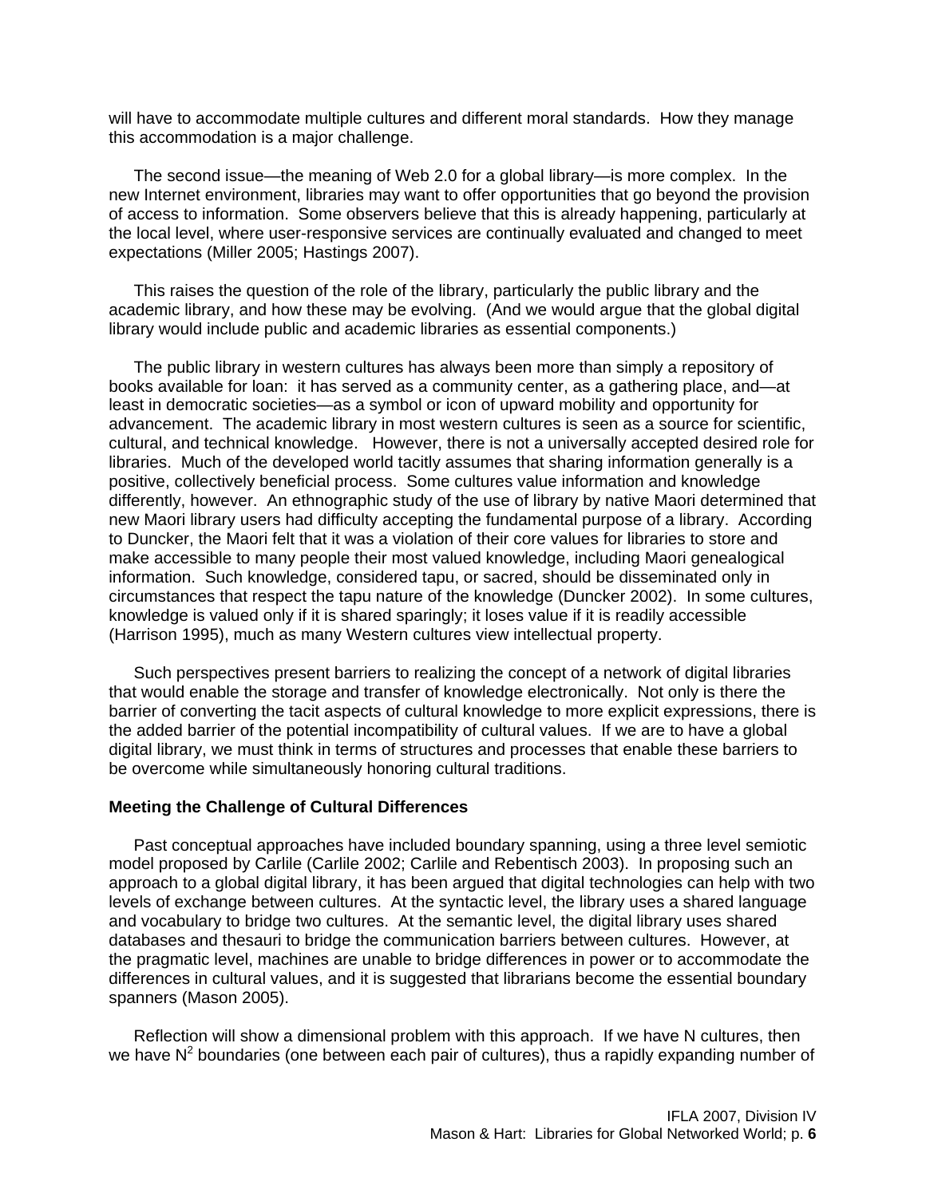will have to accommodate multiple cultures and different moral standards. How they manage this accommodation is a major challenge.

The second issue—the meaning of Web 2.0 for a global library—is more complex. In the new Internet environment, libraries may want to offer opportunities that go beyond the provision of access to information. Some observers believe that this is already happening, particularly at the local level, where user-responsive services are continually evaluated and changed to meet expectations (Miller 2005; Hastings 2007).

This raises the question of the role of the library, particularly the public library and the academic library, and how these may be evolving. (And we would argue that the global digital library would include public and academic libraries as essential components.)

The public library in western cultures has always been more than simply a repository of books available for loan: it has served as a community center, as a gathering place, and—at least in democratic societies—as a symbol or icon of upward mobility and opportunity for advancement. The academic library in most western cultures is seen as a source for scientific, cultural, and technical knowledge. However, there is not a universally accepted desired role for libraries. Much of the developed world tacitly assumes that sharing information generally is a positive, collectively beneficial process. Some cultures value information and knowledge differently, however. An ethnographic study of the use of library by native Maori determined that new Maori library users had difficulty accepting the fundamental purpose of a library. According to Duncker, the Maori felt that it was a violation of their core values for libraries to store and make accessible to many people their most valued knowledge, including Maori genealogical information. Such knowledge, considered tapu, or sacred, should be disseminated only in circumstances that respect the tapu nature of the knowledge (Duncker 2002). In some cultures, knowledge is valued only if it is shared sparingly; it loses value if it is readily accessible (Harrison 1995), much as many Western cultures view intellectual property.

Such perspectives present barriers to realizing the concept of a network of digital libraries that would enable the storage and transfer of knowledge electronically. Not only is there the barrier of converting the tacit aspects of cultural knowledge to more explicit expressions, there is the added barrier of the potential incompatibility of cultural values. If we are to have a global digital library, we must think in terms of structures and processes that enable these barriers to be overcome while simultaneously honoring cultural traditions.

**Meeting the Challenge of Cultural Differences**

Past conceptual approaches have included boundary spanning, using a three level semiotic model proposed by Carlile (Carlile 2002; Carlile and Rebentisch 2003). In proposing such an approach to a global digital library, it has been argued that digital technologies can help with two levels of exchange between cultures. At the syntactic level, the library uses a shared language and vocabulary to bridge two cultures. At the semantic level, the digital library uses shared databases and thesauri to bridge the communication barriers between cultures. However, at the pragmatic level, machines are unable to bridge differences in power or to accommodate the differences in cultural values, and it is suggested that librarians become the essential boundary spanners (Mason 2005).

Reflection will show a dimensional problem with this approach. If we have N cultures, then we have $N^2$ boundaries (one between each pair of cultures), thus a rapidly expanding number of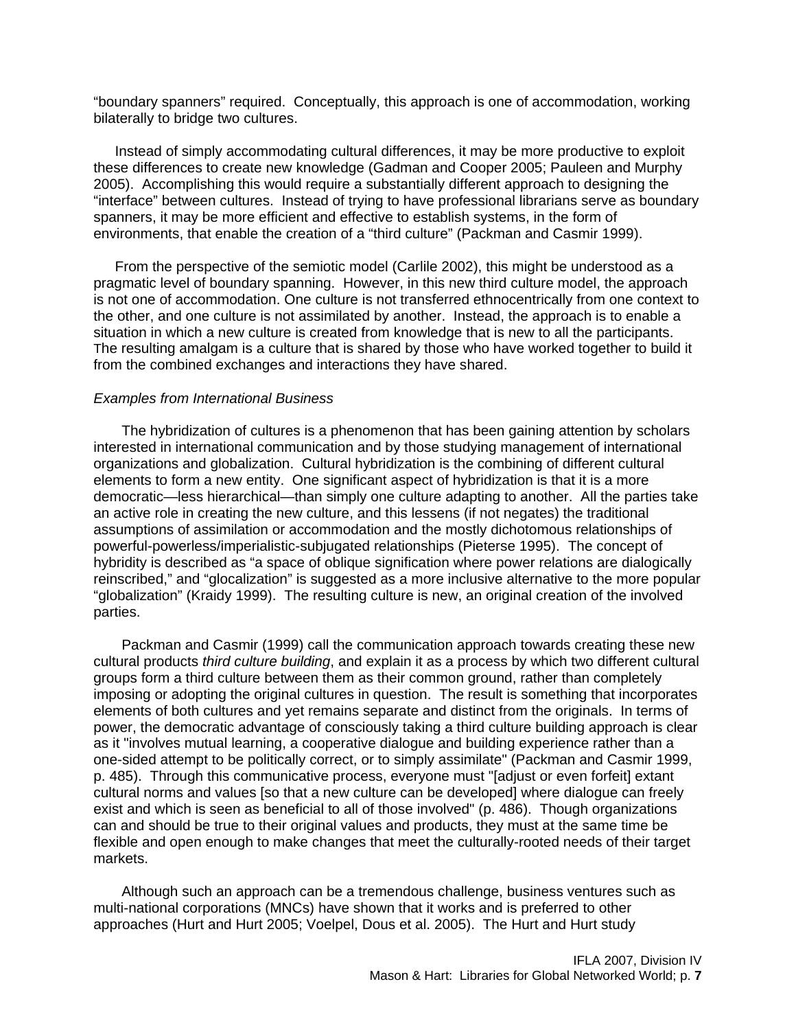"boundary spanners" required. Conceptually, this approach is one of accommodation, working bilaterally to bridge two cultures.

Instead of simply accommodating cultural differences, it may be more productive to exploit these differences to create new knowledge (Gadman and Cooper 2005; Pauleen and Murphy 2005). Accomplishing this would require a substantially different approach to designing the "interface" between cultures. Instead of trying to have professional librarians serve as boundary spanners, it may be more efficient and effective to establish systems, in the form of environments, that enable the creation of a "third culture" (Packman and Casmir 1999).

From the perspective of the semiotic model (Carlile 2002), this might be understood as a pragmatic level of boundary spanning. However, in this new third culture model, the approach is not one of accommodation. One culture is not transferred ethnocentrically from one context to the other, and one culture is not assimilated by another. Instead, the approach is to enable a situation in which a new culture is created from knowledge that is new to all the participants. The resulting amalgam is a culture that is shared by those who have worked together to build it from the combined exchanges and interactions they have shared.

*Examples from International Business*

The hybridization of cultures is a phenomenon that has been gaining attention by scholars interested in international communication and by those studying management of international organizations and globalization. Cultural hybridization is the combining of different cultural elements to form a new entity. One significant aspect of hybridization is that it is a more democratic—less hierarchical—than simply one culture adapting to another. All the parties take an active role in creating the new culture, and this lessens (if not negates) the traditional assumptions of assimilation or accommodation and the mostly dichotomous relationships of powerful-powerless/imperialistic-subjugated relationships (Pieterse 1995). The concept of hybridity is described as "a space of oblique signification where power relations are dialogically reinscribed," and "glocalization" is suggested as a more inclusive alternative to the more popular "globalization" (Kraidy 1999). The resulting culture is new, an original creation of the involved parties.

Packman and Casmir (1999) call the communication approach towards creating these new cultural products *third culture building*, and explain it as a process by which two different cultural groups form a third culture between them as their common ground, rather than completely imposing or adopting the original cultures in question. The result is something that incorporates elements of both cultures and yet remains separate and distinct from the originals. In terms of power, the democratic advantage of consciously taking a third culture building approach is clear as it "involves mutual learning, a cooperative dialogue and building experience rather than a one-sided attempt to be politically correct, or to simply assimilate" (Packman and Casmir 1999, p. 485). Through this communicative process, everyone must "[adjust or even forfeit] extant cultural norms and values [so that a new culture can be developed] where dialogue can freely exist and which is seen as beneficial to all of those involved" (p. 486). Though organizations can and should be true to their original values and products, they must at the same time be flexible and open enough to make changes that meet the culturally-rooted needs of their target markets.

Although such an approach can be a tremendous challenge, business ventures such as multi-national corporations (MNCs) have shown that it works and is preferred to other approaches (Hurt and Hurt 2005; Voelpel, Dous et al. 2005). The Hurt and Hurt study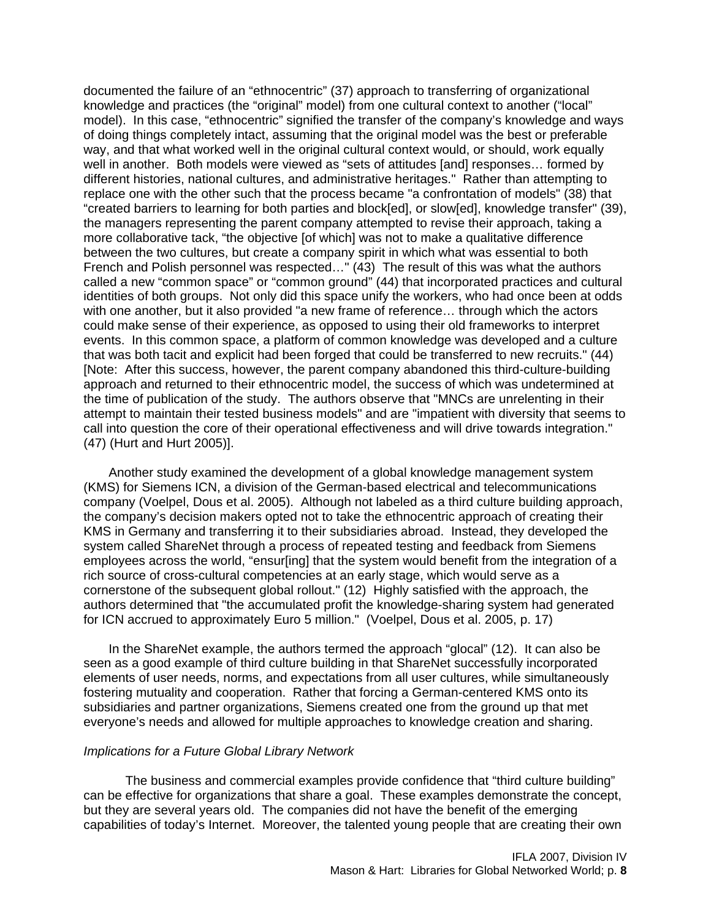documented the failure of an "ethnocentric" (37) approach to transferring of organizational knowledge and practices (the "original" model) from one cultural context to another ("local" model). In this case, "ethnocentric" signified the transfer of the company's knowledge and ways of doing things completely intact, assuming that the original model was the best or preferable way, and that what worked well in the original cultural context would, or should, work equally well in another. Both models were viewed as "sets of attitudes [and] responses… formed by different histories, national cultures, and administrative heritages." Rather than attempting to replace one with the other such that the process became "a confrontation of models" (38) that "created barriers to learning for both parties and block[ed], or slow[ed], knowledge transfer" (39), the managers representing the parent company attempted to revise their approach, taking a more collaborative tack, "the objective [of which] was not to make a qualitative difference between the two cultures, but create a company spirit in which what was essential to both French and Polish personnel was respected…" (43) The result of this was what the authors called a new "common space" or "common ground" (44) that incorporated practices and cultural identities of both groups. Not only did this space unify the workers, who had once been at odds with one another, but it also provided "a new frame of reference… through which the actors could make sense of their experience, as opposed to using their old frameworks to interpret events. In this common space, a platform of common knowledge was developed and a culture that was both tacit and explicit had been forged that could be transferred to new recruits." (44) [Note: After this success, however, the parent company abandoned this third-culture-building approach and returned to their ethnocentric model, the success of which was undetermined at the time of publication of the study. The authors observe that "MNCs are unrelenting in their attempt to maintain their tested business models" and are "impatient with diversity that seems to call into question the core of their operational effectiveness and will drive towards integration." (47) (Hurt and Hurt 2005)].

Another study examined the development of a global knowledge management system (KMS) for Siemens ICN, a division of the German-based electrical and telecommunications company (Voelpel, Dous et al. 2005). Although not labeled as a third culture building approach, the company's decision makers opted not to take the ethnocentric approach of creating their KMS in Germany and transferring it to their subsidiaries abroad. Instead, they developed the system called ShareNet through a process of repeated testing and feedback from Siemens employees across the world, "ensur[ing] that the system would benefit from the integration of a rich source of cross-cultural competencies at an early stage, which would serve as a cornerstone of the subsequent global rollout." (12) Highly satisfied with the approach, the authors determined that "the accumulated profit the knowledge-sharing system had generated for ICN accrued to approximately Euro 5 million." (Voelpel, Dous et al. 2005, p. 17)

In the ShareNet example, the authors termed the approach "glocal" (12). It can also be seen as a good example of third culture building in that ShareNet successfully incorporated elements of user needs, norms, and expectations from all user cultures, while simultaneously fostering mutuality and cooperation. Rather that forcing a German-centered KMS onto its subsidiaries and partner organizations, Siemens created one from the ground up that met everyone's needs and allowed for multiple approaches to knowledge creation and sharing.

*Implications for a Future Global Library Network*

The business and commercial examples provide confidence that "third culture building" can be effective for organizations that share a goal. These examples demonstrate the concept, but they are several years old. The companies did not have the benefit of the emerging capabilities of today's Internet. Moreover, the talented young people that are creating their own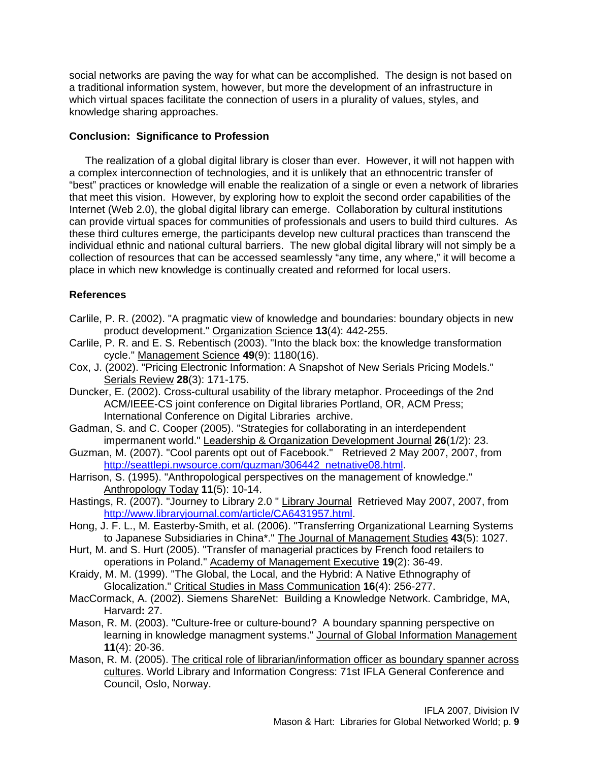social networks are paving the way for what can be accomplished. The design is not based on a traditional information system, however, but more the development of an infrastructure in which virtual spaces facilitate the connection of users in a plurality of values, styles, and knowledge sharing approaches.

### Conclusion: Significance to Profession

The realization of a global digital library is closer than ever. However, it will not happen with a complex interconnection of technologies, and it is unlikely that an ethnocentric transfer of "best" practices or knowledge will enable the realization of a single or even a network of libraries that meet this vision. However, by exploring how to exploit the second order capabilities of the Internet (Web 2.0), the global digital library can emerge. Collaboration by cultural institutions can provide virtual spaces for communities of professionals and users to build third cultures. As these third cultures emerge, the participants develop new cultural practices than transcend the individual ethnic and national cultural barriers. The new global digital library will not simply be a collection of resources that can be accessed seamlessly "any time, any where," it will become a place in which new knowledge is continually created and reformed for local users.

### References

Carlile, P. R. (2002). "A pragmatic view of knowledge and boundaries: boundary objects in new product development." Organization Science **13**(4): 442-255.

Carlile, P. R. and E. S. Rebentisch (2003). "Into the black box: the knowledge transformation cycle." Management Science **49**(9): 1180(16).

Cox, J. (2002). "Pricing Electronic Information: A Snapshot of New Serials Pricing Models." Serials Review **28**(3): 171-175.

Duncker, E. (2002). Cross-cultural usability of the library metaphor. Proceedings of the 2nd ACM/IEEE-CS joint conference on Digital libraries Portland, OR, ACM Press; International Conference on Digital Libraries archive.

Gadman, S. and C. Cooper (2005). "Strategies for collaborating in an interdependent impermanent world." Leadership & Organization Development Journal **26**(1/2): 23.

Guzman, M. (2007). "Cool parents opt out of Facebook." Retrieved 2 May 2007, 2007, from http://seattlepi.nwsource.com/guzman/306442_netnative08.html.

Harrison, S. (1995). "Anthropological perspectives on the management of knowledge." Anthropology Today **11**(5): 10-14.

Hastings, R. (2007). "Journey to Library 2.0 " Library Journal Retrieved May 2007, 2007, from http://www.libraryjournal.com/article/CA6431957.html.

Hong, J. F. L., M. Easterby-Smith, et al. (2006). "Transferring Organizational Learning Systems to Japanese Subsidiaries in China*." The Journal of Management Studies **43**(5): 1027.

Hurt, M. and S. Hurt (2005). "Transfer of managerial practices by French food retailers to operations in Poland." Academy of Management Executive **19**(2): 36-49.

Kraidy, M. M. (1999). "The Global, the Local, and the Hybrid: A Native Ethnography of Glocalization." Critical Studies in Mass Communication **16**(4): 256-277.

MacCormack, A. (2002). Siemens ShareNet: Building a Knowledge Network. Cambridge, MA, Harvard**:** 27.

Mason, R. M. (2003). "Culture-free or culture-bound? A boundary spanning perspective on learning in knowledge managment systems." Journal of Global Information Management **11**(4): 20-36.

Mason, R. M. (2005). The critical role of librarian/information officer as boundary spanner across cultures. World Library and Information Congress: 71st IFLA General Conference and Council, Oslo, Norway.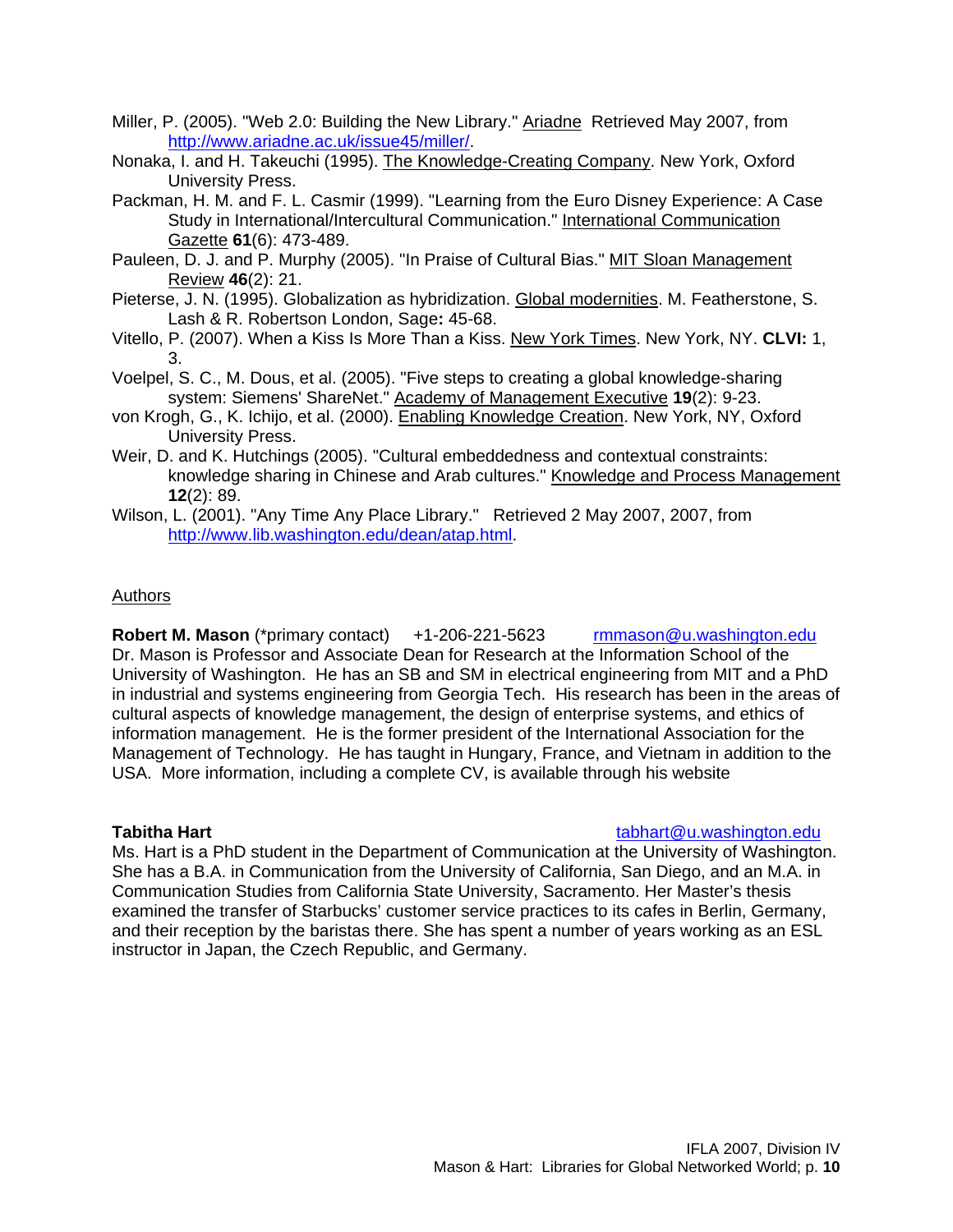Miller, P. (2005). "Web 2.0: Building the New Library." Ariadne Retrieved May 2007, from http://www.ariadne.ac.uk/issue45/miller/.

Nonaka, I. and H. Takeuchi (1995). The Knowledge-Creating Company. New York, Oxford University Press.

Packman, H. M. and F. L. Casmir (1999). "Learning from the Euro Disney Experience: A Case Study in International/Intercultural Communication." International Communication Gazette **61**(6): 473-489.

Pauleen, D. J. and P. Murphy (2005). "In Praise of Cultural Bias." MIT Sloan Management Review **46**(2): 21.

Pieterse, J. N. (1995). Globalization as hybridization. Global modernities. M. Featherstone, S. Lash & R. Robertson London, Sage**:** 45-68.

Vitello, P. (2007). When a Kiss Is More Than a Kiss. New York Times. New York, NY. **CLVI:** 1, 3.

Voelpel, S. C., M. Dous, et al. (2005). "Five steps to creating a global knowledge-sharing system: Siemens' ShareNet." Academy of Management Executive **19**(2): 9-23.

von Krogh, G., K. Ichijo, et al. (2000). Enabling Knowledge Creation. New York, NY, Oxford University Press.

Weir, D. and K. Hutchings (2005). "Cultural embeddedness and contextual constraints: knowledge sharing in Chinese and Arab cultures." Knowledge and Process Management **12**(2): 89.

Wilson, L. (2001). "Any Time Any Place Library." Retrieved 2 May 2007, 2007, from http://www.lib.washington.edu/dean/atap.html.

## Authors

**Robert M. Mason** (*primary contact) +1-206-221-5623 rmmason@u.washington.edu

Dr. Mason is Professor and Associate Dean for Research at the Information School of the University of Washington. He has an SB and SM in electrical engineering from MIT and a PhD in industrial and systems engineering from Georgia Tech. His research has been in the areas of cultural aspects of knowledge management, the design of enterprise systems, and ethics of information management. He is the former president of the International Association for the Management of Technology. He has taught in Hungary, France, and Vietnam in addition to the USA. More information, including a complete CV, is available through his website

**Tabitha Hart** tabhart@u.washington.edu

Ms. Hart is a PhD student in the Department of Communication at the University of Washington. She has a B.A. in Communication from the University of California, San Diego, and an M.A. in Communication Studies from California State University, Sacramento. Her Master's thesis examined the transfer of Starbucks' customer service practices to its cafes in Berlin, Germany, and their reception by the baristas there. She has spent a number of years working as an ESL instructor in Japan, the Czech Republic, and Germany.